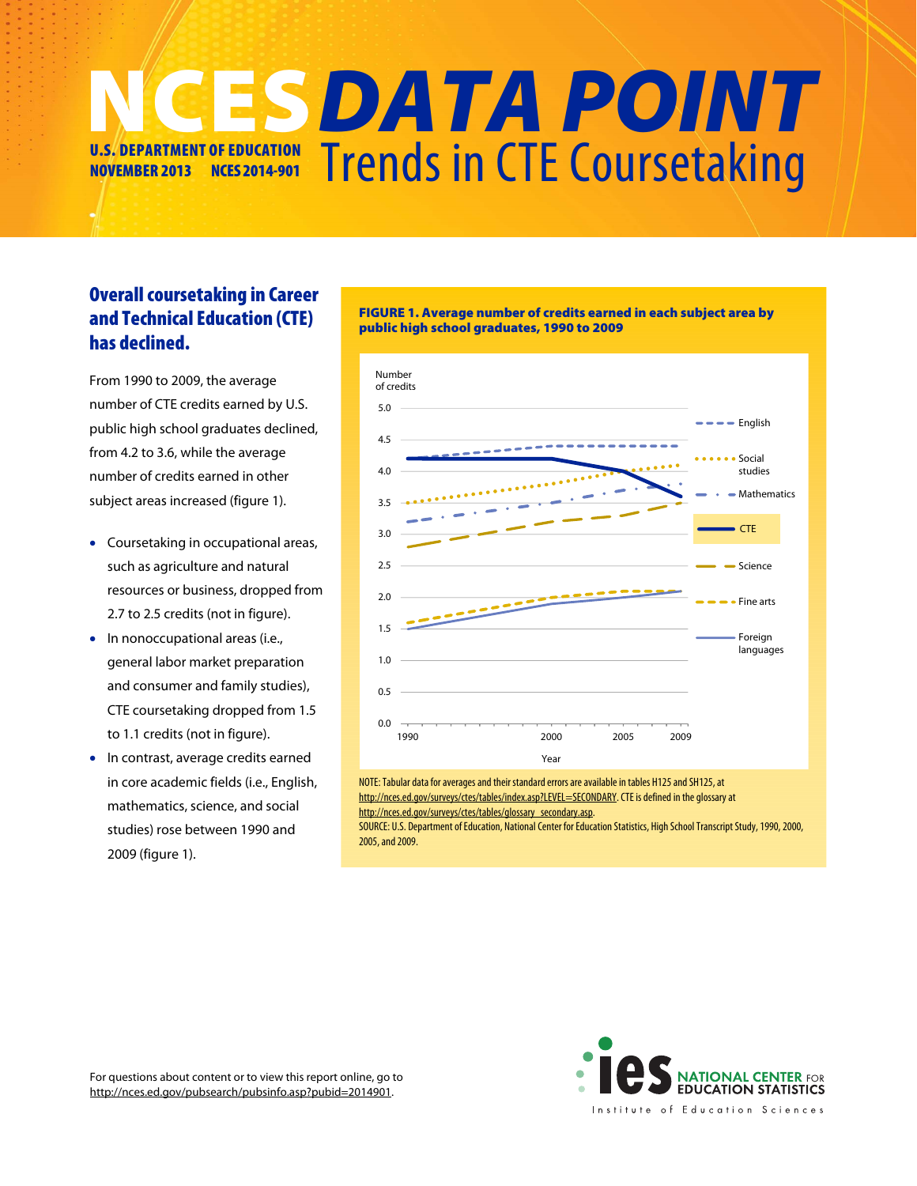# NCES DATA POINT

U.S. DEPARTMENT OF EDUCATION
NOVEMBER 2013 NCES 2014-901

## Trends in CTE Coursetaking

### Overall coursetaking in Career and Technical Education (CTE) has declined.

From 1990 to 2009, the average number of CTE credits earned by U.S. public high school graduates declined, from 4.2 to 3.6, while the average number of credits earned in other subject areas increased (figure 1).

- Coursetaking in occupational areas, such as agriculture and natural resources or business, dropped from 2.7 to 2.5 credits (not in figure).
- In nonoccupational areas (i.e., general labor market preparation and consumer and family studies), CTE coursetaking dropped from 1.5 to 1.1 credits (not in figure).
- In contrast, average credits earned in core academic fields (i.e., English, mathematics, science, and social studies) rose between 1990 and 2009 (figure 1).

**FIGURE 1. Average number of credits earned in each subject area by public high school graduates, 1990 to 2009**

NOTE: Tabular data for averages and their standard errors are available in tables H125 and SH125, at http://nces.ed.gov/surveys/ctes/tables/index.asp?LEVEL=SECONDARY. CTE is defined in the glossary at http://nces.ed.gov/surveys/ctes/tables/glossary_secondary.asp.

SOURCE: U.S. Department of Education, National Center for Education Statistics, High School Transcript Study, 1990, 2000, 2005, and 2009.

For questions about content or to view this report online, go to http://nces.ed.gov/pubsearch/pubsinfo.asp?pubid=2014901.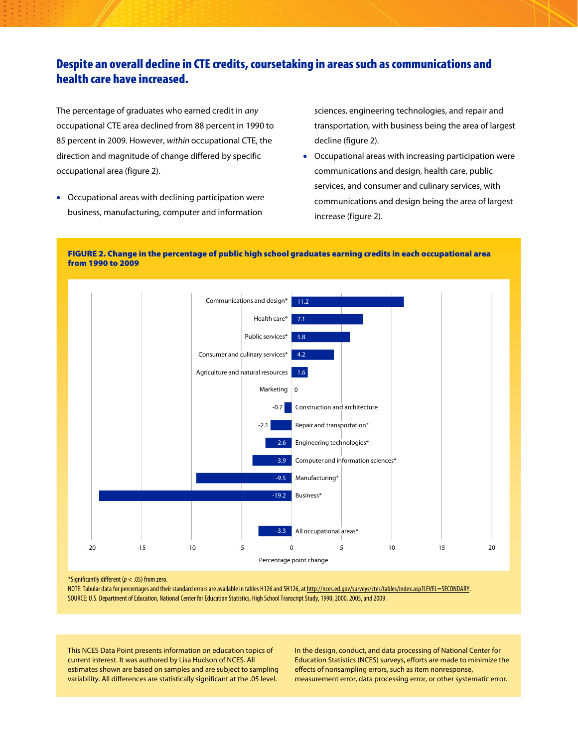## Despite an overall decline in CTE credits, coursetaking in areas such as communications and health care have increased.

The percentage of graduates who earned credit in *any* occupational CTE area declined from 88 percent in 1990 to 85 percent in 2009. However, *within* occupational CTE, the direction and magnitude of change differed by specific occupational area (figure 2).

- Occupational areas with declining participation were business, manufacturing, computer and information sciences, engineering technologies, and repair and transportation, with business being the area of largest decline (figure 2).
- Occupational areas with increasing participation were communications and design, health care, public services, and consumer and culinary services, with communications and design being the area of largest increase (figure 2).

**FIGURE 2. Change in the percentage of public high school graduates earning credits in each occupational area from 1990 to 2009**

Communications and design* 11.2
Health care* 7.1
Public services* 5.8
Consumer and culinary services* 4.2
Agriculture and natural resources 1.6
Marketing 0
-0.7 Construction and architecture
-2.1 Repair and transportation*
-2.6 Engineering technologies*
-3.9 Computer and information sciences*
-9.5 Manufacturing*
-19.2 Business*
-3.3 All occupational areas*

-20 -15 -10 -5 0 5 10 15 20

Percentage point change

*Significantly different ($p < .05$) from zero.

NOTE: Tabular data for percentages and their standard errors are available in tables H126 and SH126, at http://nces.ed.gov/surveys/ctes/tables/index.asp?LEVEL=SECONDARY.

SOURCE: U.S. Department of Education, National Center for Education Statistics, High School Transcript Study, 1990, 2000, 2005, and 2009.

This NCES Data Point presents information on education topics of current interest. It was authored by Lisa Hudson of NCES. All estimates shown are based on samples and are subject to sampling variability. All differences are statistically significant at the .05 level.

In the design, conduct, and data processing of National Center for Education Statistics (NCES) surveys, efforts are made to minimize the effects of nonsampling errors, such as item nonresponse, measurement error, data processing error, or other systematic error.